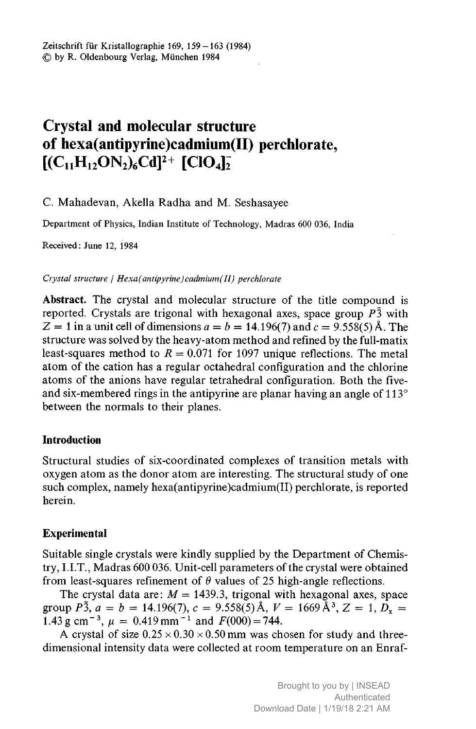# Crystal and molecular structure of hexa(antipyrine)cadmium(II) perchlorate, $[(C_{11}H_{12}ON_2)_6Cd]^{2+}\ [ClO_4]_2^-$

C. Mahadevan, Akella Radha and M. Seshasayee

Department of Physics, Indian Institute of Technology, Madras 600 036, India

Received: June 12, 1984

*Crystal structure / Hexa(antipyrine)cadmium(II) perchlorate*

**Abstract.** The crystal and molecular structure of the title compound is reported. Crystals are trigonal with hexagonal axes, space group $P\bar{3}$ with $Z = 1$ in a unit cell of dimensions $a = b = 14.196(7)$ and $c = 9.558(5)$ Å. The structure was solved by the heavy-atom method and refined by the full-matix least-squares method to $R = 0.071$ for 1097 unique reflections. The metal atom of the cation has a regular octahedral configuration and the chlorine atoms of the anions have regular tetrahedral configuration. Both the five- and six-membered rings in the antipyrine are planar having an angle of 113° between the normals to their planes.

## Introduction

Structural studies of six-coordinated complexes of transition metals with oxygen atom as the donor atom are interesting. The structural study of one such complex, namely hexa(antipyrine)cadmium(II) perchlorate, is reported herein.

## Experimental

Suitable single crystals were kindly supplied by the Department of Chemistry, I.I.T., Madras 600 036. Unit-cell parameters of the crystal were obtained from least-squares refinement of $\theta$ values of 25 high-angle reflections.

The crystal data are: $M = 1439.3$, trigonal with hexagonal axes, space group $P\bar{3}$, $a = b = 14.196(7)$, $c = 9.558(5)$ Å, $V = 1669$ Å$^3$, $Z = 1$, $D_x = 1.43$ g cm$^{-3}$, $\mu = 0.419$ mm$^{-1}$ and $F(000) = 744$.

A crystal of size $0.25 \times 0.30 \times 0.50$ mm was chosen for study and three-dimensional intensity data were collected at room temperature on an Enraf-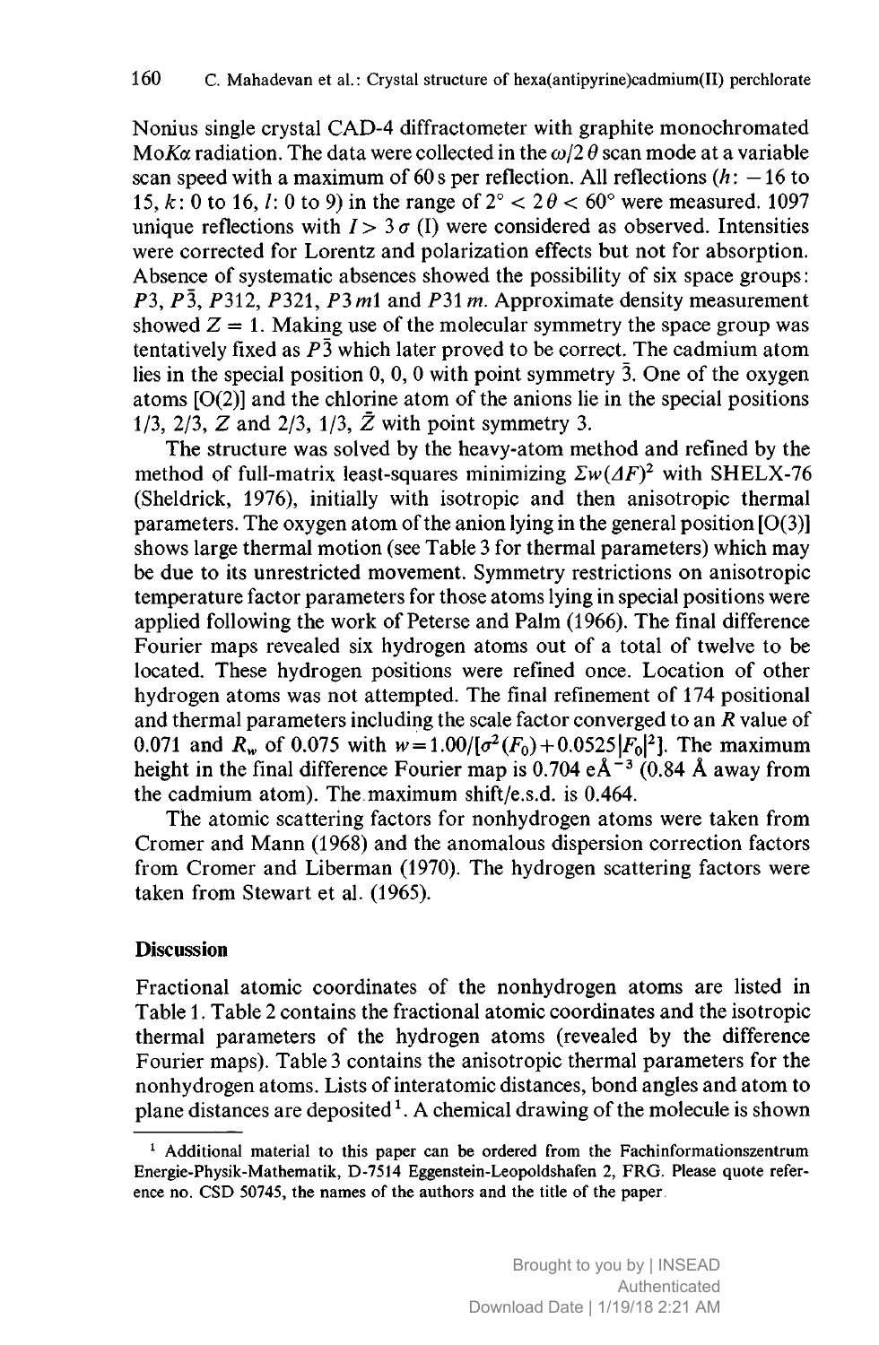Nonius single crystal CAD-4 diffractometer with graphite monochromated Mo$K\alpha$ radiation. The data were collected in the $\omega/2\theta$ scan mode at a variable scan speed with a maximum of 60 s per reflection. All reflections ($h$: $-16$ to 15, $k$: 0 to 16, $l$: 0 to 9) in the range of $2° < 2\theta < 60°$ were measured. 1097 unique reflections with $I > 3\sigma$ (I) were considered as observed. Intensities were corrected for Lorentz and polarization effects but not for absorption. Absence of systematic absences showed the possibility of six space groups: $P3$, $P\bar{3}$, $P312$, $P321$, $P3m1$ and $P31m$. Approximate density measurement showed $Z = 1$. Making use of the molecular symmetry the space group was tentatively fixed as $P\bar{3}$ which later proved to be correct. The cadmium atom lies in the special position 0, 0, 0 with point symmetry $\bar{3}$. One of the oxygen atoms [O(2)] and the chlorine atom of the anions lie in the special positions 1/3, 2/3, $Z$ and 2/3, 1/3, $\bar{Z}$ with point symmetry 3.

The structure was solved by the heavy-atom method and refined by the method of full-matrix least-squares minimizing $\Sigma w(\Delta F)^2$ with SHELX-76 (Sheldrick, 1976), initially with isotropic and then anisotropic thermal parameters. The oxygen atom of the anion lying in the general position [O(3)] shows large thermal motion (see Table 3 for thermal parameters) which may be due to its unrestricted movement. Symmetry restrictions on anisotropic temperature factor parameters for those atoms lying in special positions were applied following the work of Peterse and Palm (1966). The final difference Fourier maps revealed six hydrogen atoms out of a total of twelve to be located. These hydrogen positions were refined once. Location of other hydrogen atoms was not attempted. The final refinement of 174 positional and thermal parameters including the scale factor converged to an $R$ value of 0.071 and $R_w$ of 0.075 with $w = 1.00/[\sigma^2(F_0) + 0.0525|F_0|^2]$. The maximum height in the final difference Fourier map is 0.704 e$\text{Å}^{-3}$ (0.84 Å away from the cadmium atom). The maximum shift/e.s.d. is 0.464.

The atomic scattering factors for nonhydrogen atoms were taken from Cromer and Mann (1968) and the anomalous dispersion correction factors from Cromer and Liberman (1970). The hydrogen scattering factors were taken from Stewart et al. (1965).

## Discussion

Fractional atomic coordinates of the nonhydrogen atoms are listed in Table 1. Table 2 contains the fractional atomic coordinates and the isotropic thermal parameters of the hydrogen atoms (revealed by the difference Fourier maps). Table 3 contains the anisotropic thermal parameters for the nonhydrogen atoms. Lists of interatomic distances, bond angles and atom to plane distances are deposited[1]. A chemical drawing of the molecule is shown

---

[1] Additional material to this paper can be ordered from the Fachinformationszentrum Energie-Physik-Mathematik, D-7514 Eggenstein-Leopoldshafen 2, FRG. Please quote reference no. CSD 50745, the names of the authors and the title of the paper.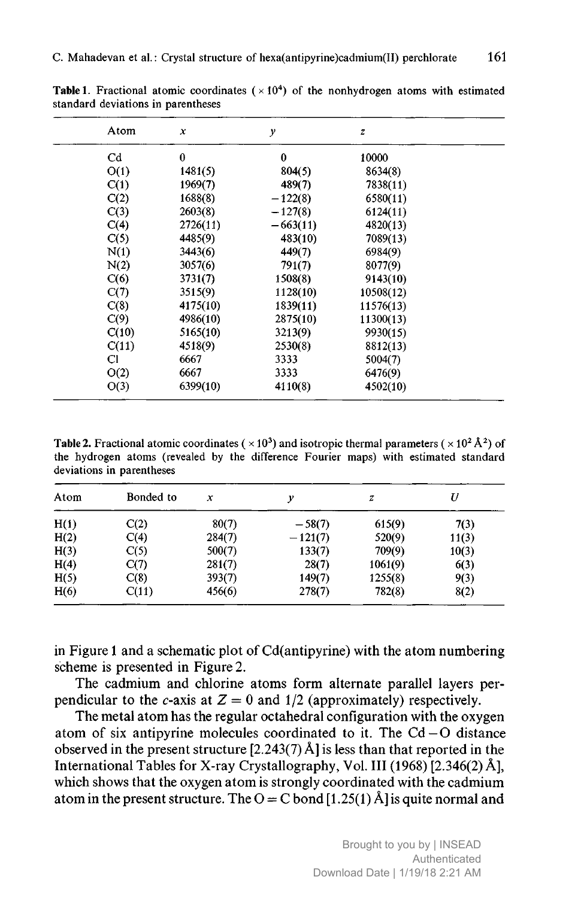**Table 1.** Fractional atomic coordinates ($\times 10^4$) of the nonhydrogen atoms with estimated standard deviations in parentheses

| Atom | $x$ | $y$ | $z$ |
|---|---|---|---|
| Cd | 0 | 0 | 10000 |
| O(1) | 1481(5) | 804(5) | 8634(8) |
| C(1) | 1969(7) | 489(7) | 7838(11) |
| C(2) | 1688(8) | −122(8) | 6580(11) |
| C(3) | 2603(8) | −127(8) | 6124(11) |
| C(4) | 2726(11) | −663(11) | 4820(13) |
| C(5) | 4485(9) | 483(10) | 7089(13) |
| N(1) | 3443(6) | 449(7) | 6984(9) |
| N(2) | 3057(6) | 791(7) | 8077(9) |
| C(6) | 3731(7) | 1508(8) | 9143(10) |
| C(7) | 3515(9) | 1128(10) | 10508(12) |
| C(8) | 4175(10) | 1839(11) | 11576(13) |
| C(9) | 4986(10) | 2875(10) | 11300(13) |
| C(10) | 5165(10) | 3213(9) | 9930(15) |
| C(11) | 4518(9) | 2530(8) | 8812(13) |
| Cl | 6667 | 3333 | 5004(7) |
| O(2) | 6667 | 3333 | 6476(9) |
| O(3) | 6399(10) | 4110(8) | 4502(10) |

**Table 2.** Fractional atomic coordinates ($\times 10^3$) and isotropic thermal parameters ($\times 10^2$ Å$^2$) of the hydrogen atoms (revealed by the difference Fourier maps) with estimated standard deviations in parentheses

| Atom | Bonded to | $x$ | $y$ | $z$ | $U$ |
|---|---|---|---|---|---|
| H(1) | C(2) | 80(7) | −58(7) | 615(9) | 7(3) |
| H(2) | C(4) | 284(7) | −121(7) | 520(9) | 11(3) |
| H(3) | C(5) | 500(7) | 133(7) | 709(9) | 10(3) |
| H(4) | C(7) | 281(7) | 28(7) | 1061(9) | 6(3) |
| H(5) | C(8) | 393(7) | 149(7) | 1255(8) | 9(3) |
| H(6) | C(11) | 456(6) | 278(7) | 782(8) | 8(2) |

in Figure 1 and a schematic plot of Cd(antipyrine) with the atom numbering scheme is presented in Figure 2.

The cadmium and chlorine atoms form alternate parallel layers perpendicular to the $c$-axis at $Z = 0$ and $1/2$ (approximately) respectively.

The metal atom has the regular octahedral configuration with the oxygen atom of six antipyrine molecules coordinated to it. The Cd−O distance observed in the present structure [2.243(7) Å] is less than that reported in the International Tables for X-ray Crystallography, Vol. III (1968) [2.346(2) Å], which shows that the oxygen atom is strongly coordinated with the cadmium atom in the present structure. The O = C bond [1.25(1) Å] is quite normal and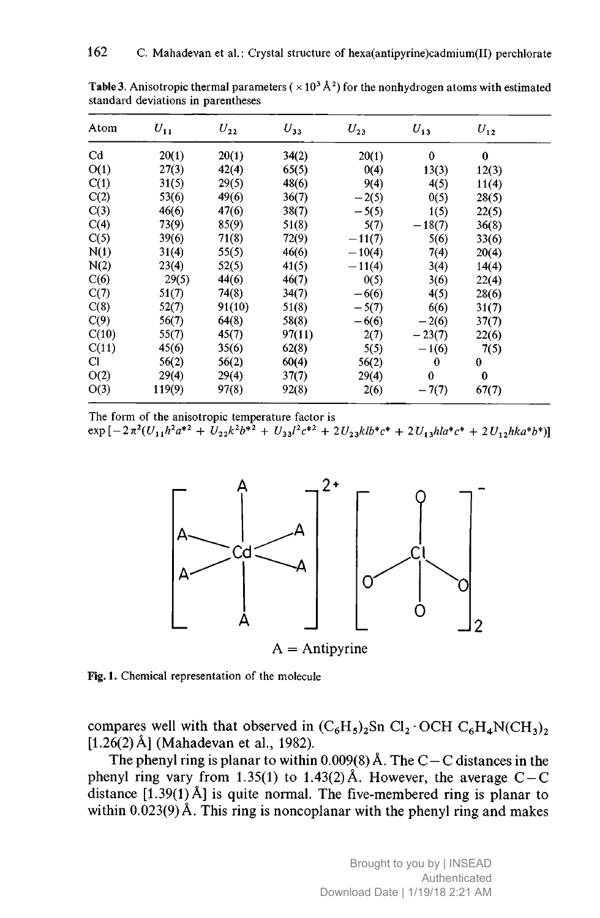**Table 3.** Anisotropic thermal parameters ( $\times 10^3$ Å$^2$) for the nonhydrogen atoms with estimated standard deviations in parentheses

| Atom | $U_{11}$ | $U_{22}$ | $U_{33}$ | $U_{23}$ | $U_{13}$ | $U_{12}$ |
|---|---|---|---|---|---|---|
| Cd | 20(1) | 20(1) | 34(2) | 20(1) | 0 | 0 |
| O(1) | 27(3) | 42(4) | 65(5) | 0(4) | 13(3) | 12(3) |
| C(1) | 31(5) | 29(5) | 48(6) | 9(4) | 4(5) | 11(4) |
| C(2) | 53(6) | 49(6) | 36(7) | −2(5) | 0(5) | 28(5) |
| C(3) | 46(6) | 47(6) | 38(7) | −5(5) | 1(5) | 22(5) |
| C(4) | 73(9) | 85(9) | 51(8) | 5(7) | −18(7) | 36(8) |
| C(5) | 39(6) | 71(8) | 72(9) | −11(7) | 5(6) | 33(6) |
| N(1) | 31(4) | 55(5) | 46(6) | −10(4) | 7(4) | 20(4) |
| N(2) | 23(4) | 52(5) | 41(5) | −11(4) | 3(4) | 14(4) |
| C(6) | 29(5) | 44(6) | 46(7) | 0(5) | 3(6) | 22(4) |
| C(7) | 51(7) | 74(8) | 34(7) | −6(6) | 4(5) | 28(6) |
| C(8) | 52(7) | 91(10) | 51(8) | −5(7) | 6(6) | 31(7) |
| C(9) | 56(7) | 64(8) | 58(8) | −6(6) | −2(6) | 37(7) |
| C(10) | 55(7) | 45(7) | 97(11) | 2(7) | −23(7) | 22(6) |
| C(11) | 45(6) | 35(6) | 62(8) | 5(5) | −1(6) | 7(5) |
| Cl | 56(2) | 56(2) | 60(4) | 56(2) | 0 | 0 |
| O(2) | 29(4) | 29(4) | 37(7) | 29(4) | 0 | 0 |
| O(3) | 119(9) | 97(8) | 92(8) | 2(6) | −7(7) | 67(7) |

The form of the anisotropic temperature factor is
$\exp[-2\pi^2(U_{11}h^2a^{*2} + U_{22}k^2b^{*2} + U_{33}l^2c^{*2} + 2U_{23}klb^*c^* + 2U_{13}hla^*c^* + 2U_{12}hka^*b^*)]$

A = Antipyrine

**Fig. 1.** Chemical representation of the molecule

compares well with that observed in $(C_6H_5)_2Sn\ Cl_2 \cdot OCH\ C_6H_4N(CH_3)_2$ [1.26(2) Å] (Mahadevan et al., 1982).

The phenyl ring is planar to within 0.009(8) Å. The C−C distances in the phenyl ring vary from 1.35(1) to 1.43(2) Å. However, the average C−C distance [1.39(1) Å] is quite normal. The five-membered ring is planar to within 0.023(9) Å. This ring is noncoplanar with the phenyl ring and makes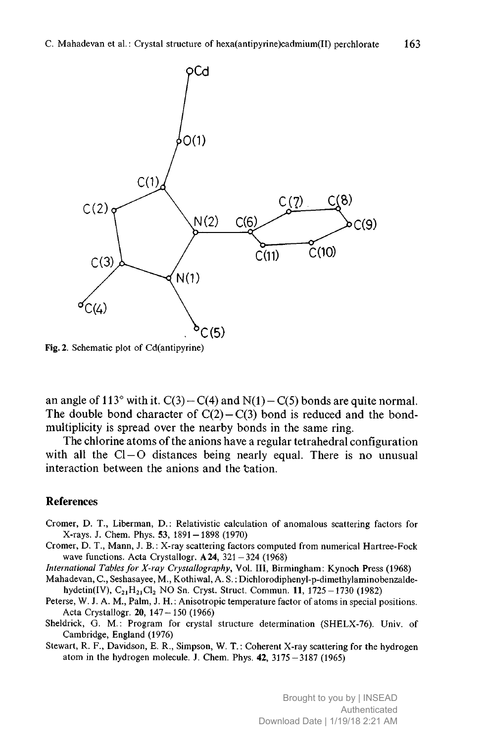Cd

O(1)

C(1)

C(2)

N(2)

C(6)

C(7)

C(8)

C(9)

C(11)

C(10)

C(3)

N(1)

C(4)

C(5)

Fig. 2. Schematic plot of Cd(antipyrine)

an angle of 113° with it. C(3) – C(4) and N(1) – C(5) bonds are quite normal. The double bond character of C(2) – C(3) bond is reduced and the bond-multiplicity is spread over the nearby bonds in the same ring.

The chlorine atoms of the anions have a regular tetrahedral configuration with all the Cl – O distances being nearly equal. There is no unusual interaction between the anions and the cation.

## References

Cromer, D. T., Liberman, D.: Relativistic calculation of anomalous scattering factors for X-rays. J. Chem. Phys. **53**, 1891 – 1898 (1970)

Cromer, D. T., Mann, J. B.: X-ray scattering factors computed from numerical Hartree-Fock wave functions. Acta Crystallogr. **A24**, 321 – 324 (1968)

*International Tables for X-ray Crystallography*, Vol. III, Birmingham: Kynoch Press (1968)

Mahadevan, C., Seshasayee, M., Kothiwal, A. S.: Dichlorodiphenyl-p-dimethylaminobenzaldehydetin(IV), $C_{21}H_{21}Cl_2$ NO Sn. Cryst. Struct. Commun. **11**, 1725 – 1730 (1982)

Peterse, W. J. A. M., Palm, J. H.: Anisotropic temperature factor of atoms in special positions. Acta Crystallogr. **20**, 147 – 150 (1966)

Sheldrick, G. M.: Program for crystal structure determination (SHELX-76). Univ. of Cambridge, England (1976)

Stewart, R. F., Davidson, E. R., Simpson, W. T.: Coherent X-ray scattering for the hydrogen atom in the hydrogen molecule. J. Chem. Phys. **42**, 3175 – 3187 (1965)